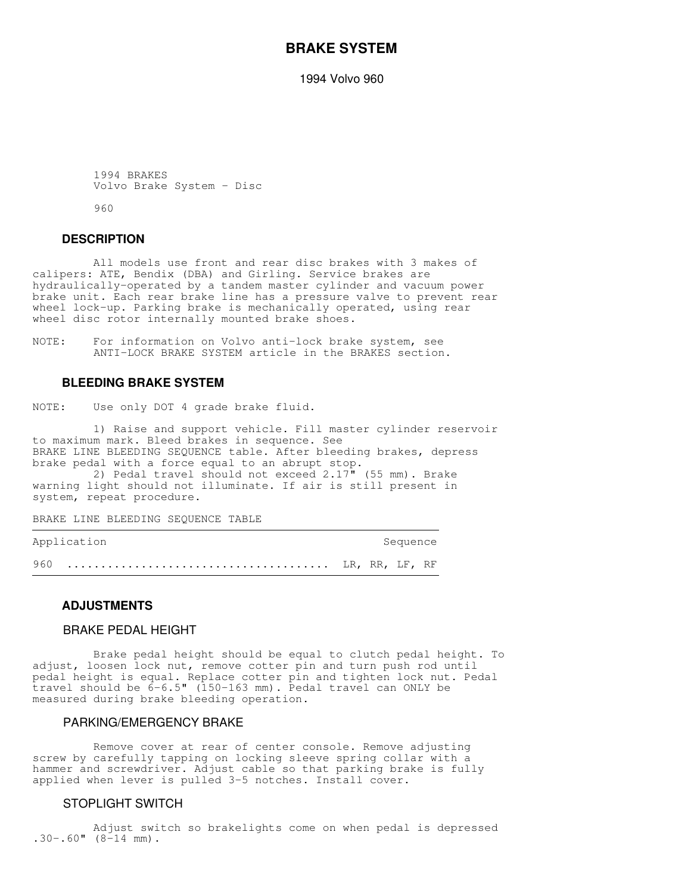# BRAKE SYSTEM

1994 Volvo 960

1994 BRAKES
Volvo Brake System - Disc

960

## DESCRIPTION

All models use front and rear disc brakes with 3 makes of calipers: ATE, Bendix (DBA) and Girling. Service brakes are hydraulically-operated by a tandem master cylinder and vacuum power brake unit. Each rear brake line has a pressure valve to prevent rear wheel lock-up. Parking brake is mechanically operated, using rear wheel disc rotor internally mounted brake shoes.

NOTE: For information on Volvo anti-lock brake system, see ANTI-LOCK BRAKE SYSTEM article in the BRAKES section.

## BLEEDING BRAKE SYSTEM

NOTE: Use only DOT 4 grade brake fluid.

1) Raise and support vehicle. Fill master cylinder reservoir to maximum mark. Bleed brakes in sequence. See BRAKE LINE BLEEDING SEQUENCE table. After bleeding brakes, depress brake pedal with a force equal to an abrupt stop.

2) Pedal travel should not exceed 2.17" (55 mm). Brake warning light should not illuminate. If air is still present in system, repeat procedure.

BRAKE LINE BLEEDING SEQUENCE TABLE

| Application | Sequence |
| --- | --- |
| 960 | LR, RR, LF, RF |

## ADJUSTMENTS

### BRAKE PEDAL HEIGHT

Brake pedal height should be equal to clutch pedal height. To adjust, loosen lock nut, remove cotter pin and turn push rod until pedal height is equal. Replace cotter pin and tighten lock nut. Pedal travel should be 6-6.5" (150-163 mm). Pedal travel can ONLY be measured during brake bleeding operation.

### PARKING/EMERGENCY BRAKE

Remove cover at rear of center console. Remove adjusting screw by carefully tapping on locking sleeve spring collar with a hammer and screwdriver. Adjust cable so that parking brake is fully applied when lever is pulled 3-5 notches. Install cover.

### STOPLIGHT SWITCH

Adjust switch so brakelights come on when pedal is depressed .30-.60" (8-14 mm).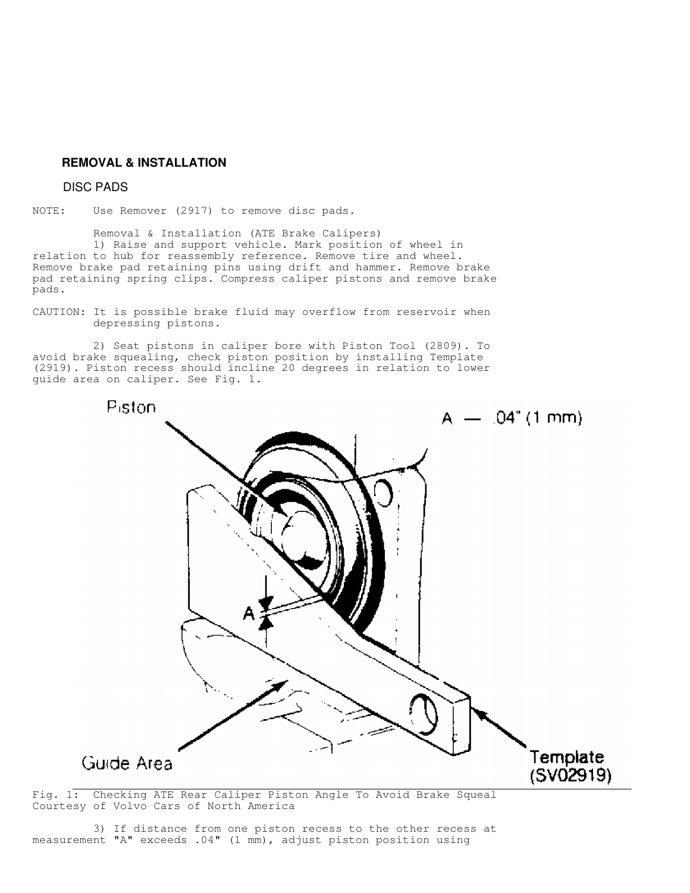## REMOVAL & INSTALLATION

### DISC PADS

NOTE: Use Remover (2917) to remove disc pads.

Removal & Installation (ATE Brake Calipers)

1) Raise and support vehicle. Mark position of wheel in relation to hub for reassembly reference. Remove tire and wheel. Remove brake pad retaining pins using drift and hammer. Remove brake pad retaining spring clips. Compress caliper pistons and remove brake pads.

CAUTION: It is possible brake fluid may overflow from reservoir when depressing pistons.

2) Seat pistons in caliper bore with Piston Tool (2809). To avoid brake squealing, check piston position by installing Template (2919). Piston recess should incline 20 degrees in relation to lower guide area on caliper. See Fig. 1.

Fig. 1: Checking ATE Rear Caliper Piston Angle To Avoid Brake Squeal
Courtesy of Volvo Cars of North America

3) If distance from one piston recess to the other recess at measurement "A" exceeds .04" (1 mm), adjust piston position using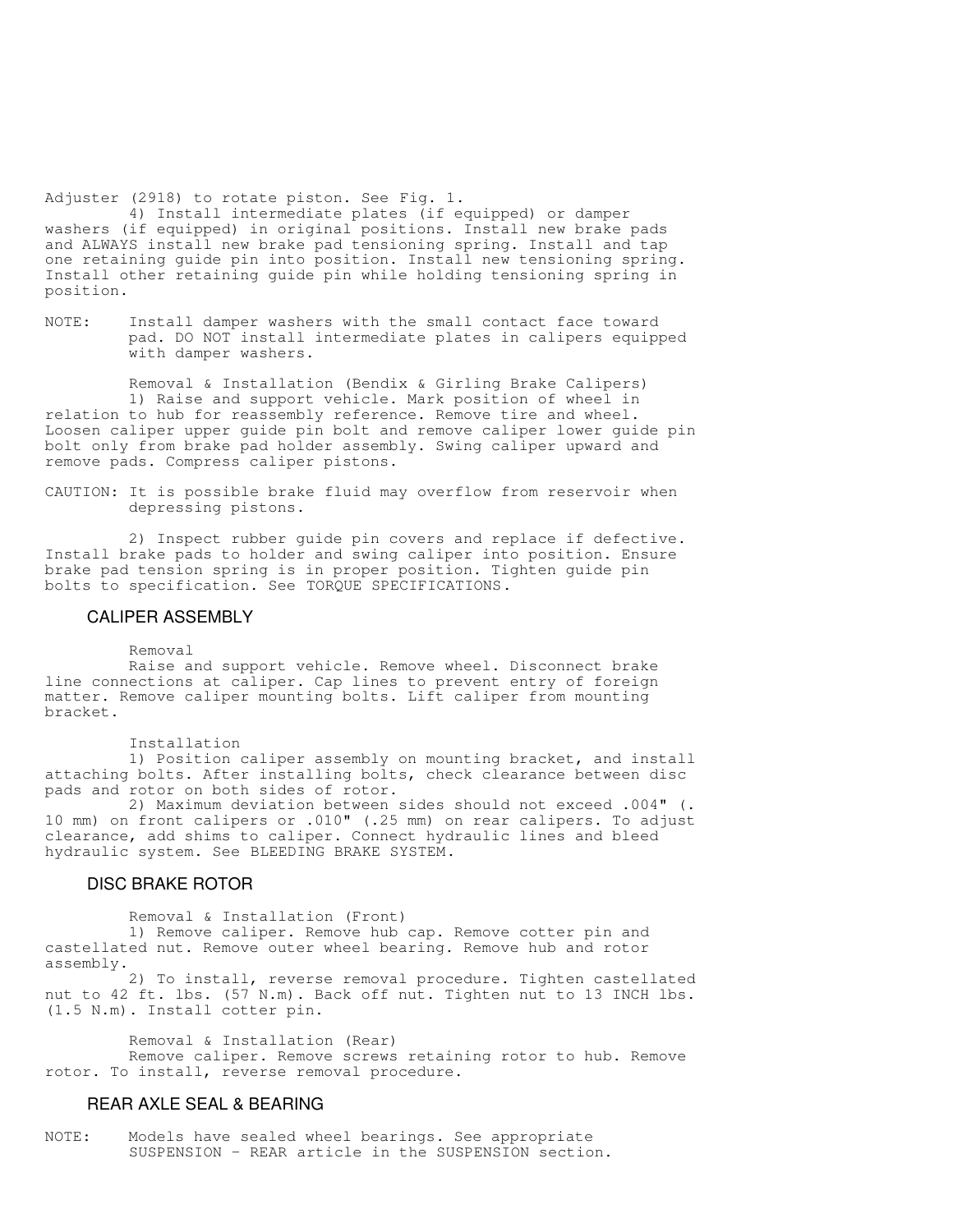Adjuster (2918) to rotate piston. See Fig. 1.

4) Install intermediate plates (if equipped) or damper washers (if equipped) in original positions. Install new brake pads and ALWAYS install new brake pad tensioning spring. Install and tap one retaining guide pin into position. Install new tensioning spring. Install other retaining guide pin while holding tensioning spring in position.

NOTE: Install damper washers with the small contact face toward pad. DO NOT install intermediate plates in calipers equipped with damper washers.

Removal & Installation (Bendix & Girling Brake Calipers)

1) Raise and support vehicle. Mark position of wheel in relation to hub for reassembly reference. Remove tire and wheel. Loosen caliper upper guide pin bolt and remove caliper lower guide pin bolt only from brake pad holder assembly. Swing caliper upward and remove pads. Compress caliper pistons.

CAUTION: It is possible brake fluid may overflow from reservoir when depressing pistons.

2) Inspect rubber guide pin covers and replace if defective. Install brake pads to holder and swing caliper into position. Ensure brake pad tension spring is in proper position. Tighten guide pin bolts to specification. See TORQUE SPECIFICATIONS.

## CALIPER ASSEMBLY

Removal

Raise and support vehicle. Remove wheel. Disconnect brake line connections at caliper. Cap lines to prevent entry of foreign matter. Remove caliper mounting bolts. Lift caliper from mounting bracket.

Installation

1) Position caliper assembly on mounting bracket, and install attaching bolts. After installing bolts, check clearance between disc pads and rotor on both sides of rotor.

2) Maximum deviation between sides should not exceed .004" (.10 mm) on front calipers or .010" (.25 mm) on rear calipers. To adjust clearance, add shims to caliper. Connect hydraulic lines and bleed hydraulic system. See BLEEDING BRAKE SYSTEM.

## DISC BRAKE ROTOR

Removal & Installation (Front)

1) Remove caliper. Remove hub cap. Remove cotter pin and castellated nut. Remove outer wheel bearing. Remove hub and rotor assembly.

2) To install, reverse removal procedure. Tighten castellated nut to 42 ft. lbs. (57 N.m). Back off nut. Tighten nut to 13 INCH lbs. (1.5 N.m). Install cotter pin.

Removal & Installation (Rear)

Remove caliper. Remove screws retaining rotor to hub. Remove rotor. To install, reverse removal procedure.

## REAR AXLE SEAL & BEARING

NOTE: Models have sealed wheel bearings. See appropriate SUSPENSION - REAR article in the SUSPENSION section.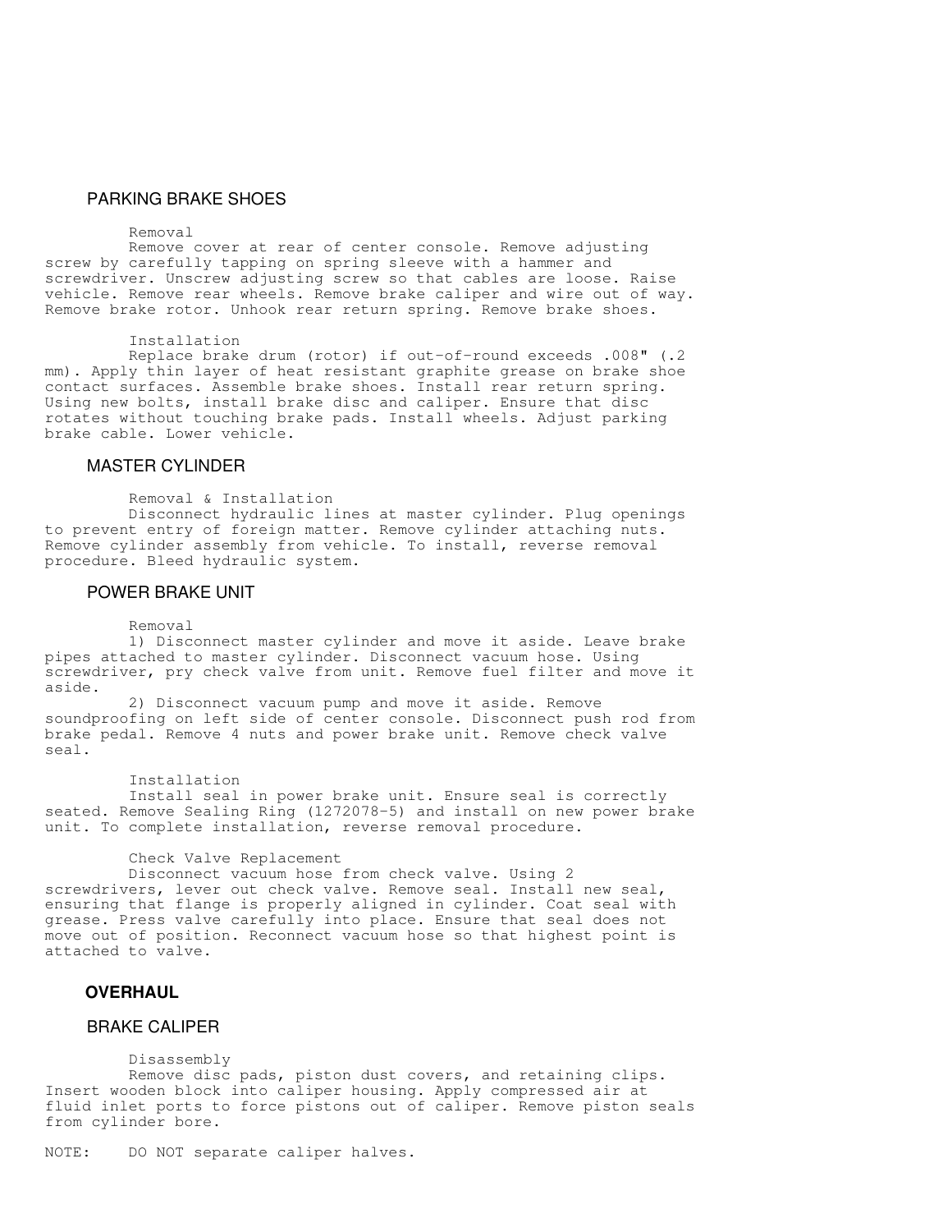## PARKING BRAKE SHOES

### Removal

Remove cover at rear of center console. Remove adjusting screw by carefully tapping on spring sleeve with a hammer and screwdriver. Unscrew adjusting screw so that cables are loose. Raise vehicle. Remove rear wheels. Remove brake caliper and wire out of way. Remove brake rotor. Unhook rear return spring. Remove brake shoes.

### Installation

Replace brake drum (rotor) if out-of-round exceeds .008" (.2 mm). Apply thin layer of heat resistant graphite grease on brake shoe contact surfaces. Assemble brake shoes. Install rear return spring. Using new bolts, install brake disc and caliper. Ensure that disc rotates without touching brake pads. Install wheels. Adjust parking brake cable. Lower vehicle.

## MASTER CYLINDER

### Removal & Installation

Disconnect hydraulic lines at master cylinder. Plug openings to prevent entry of foreign matter. Remove cylinder attaching nuts. Remove cylinder assembly from vehicle. To install, reverse removal procedure. Bleed hydraulic system.

## POWER BRAKE UNIT

### Removal

1) Disconnect master cylinder and move it aside. Leave brake pipes attached to master cylinder. Disconnect vacuum hose. Using screwdriver, pry check valve from unit. Remove fuel filter and move it aside.

2) Disconnect vacuum pump and move it aside. Remove soundproofing on left side of center console. Disconnect push rod from brake pedal. Remove 4 nuts and power brake unit. Remove check valve seal.

### Installation

Install seal in power brake unit. Ensure seal is correctly seated. Remove Sealing Ring (1272078-5) and install on new power brake unit. To complete installation, reverse removal procedure.

### Check Valve Replacement

Disconnect vacuum hose from check valve. Using 2 screwdrivers, lever out check valve. Remove seal. Install new seal, ensuring that flange is properly aligned in cylinder. Coat seal with grease. Press valve carefully into place. Ensure that seal does not move out of position. Reconnect vacuum hose so that highest point is attached to valve.

# OVERHAUL

## BRAKE CALIPER

### Disassembly

Remove disc pads, piston dust covers, and retaining clips. Insert wooden block into caliper housing. Apply compressed air at fluid inlet ports to force pistons out of caliper. Remove piston seals from cylinder bore.

NOTE: DO NOT separate caliper halves.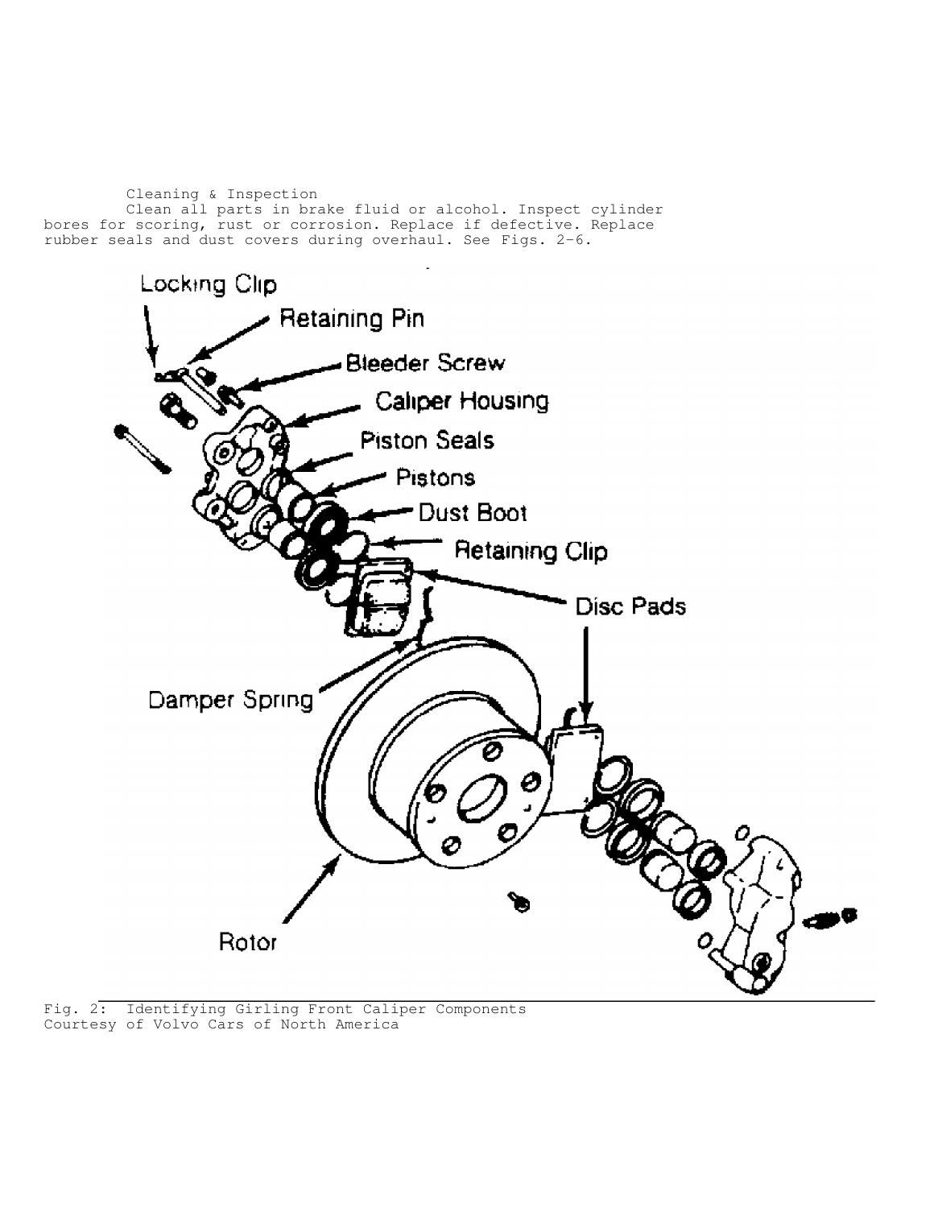### Cleaning & Inspection

Clean all parts in brake fluid or alcohol. Inspect cylinder bores for scoring, rust or corrosion. Replace if defective. Replace rubber seals and dust covers during overhaul. See Figs. 2-6.

Locking Clip

Retaining Pin

Bleeder Screw

Caliper Housing

Piston Seals

Pistons

Dust Boot

Retaining Clip

Disc Pads

Damper Spring

Rotor

Fig. 2: Identifying Girling Front Caliper Components
Courtesy of Volvo Cars of North America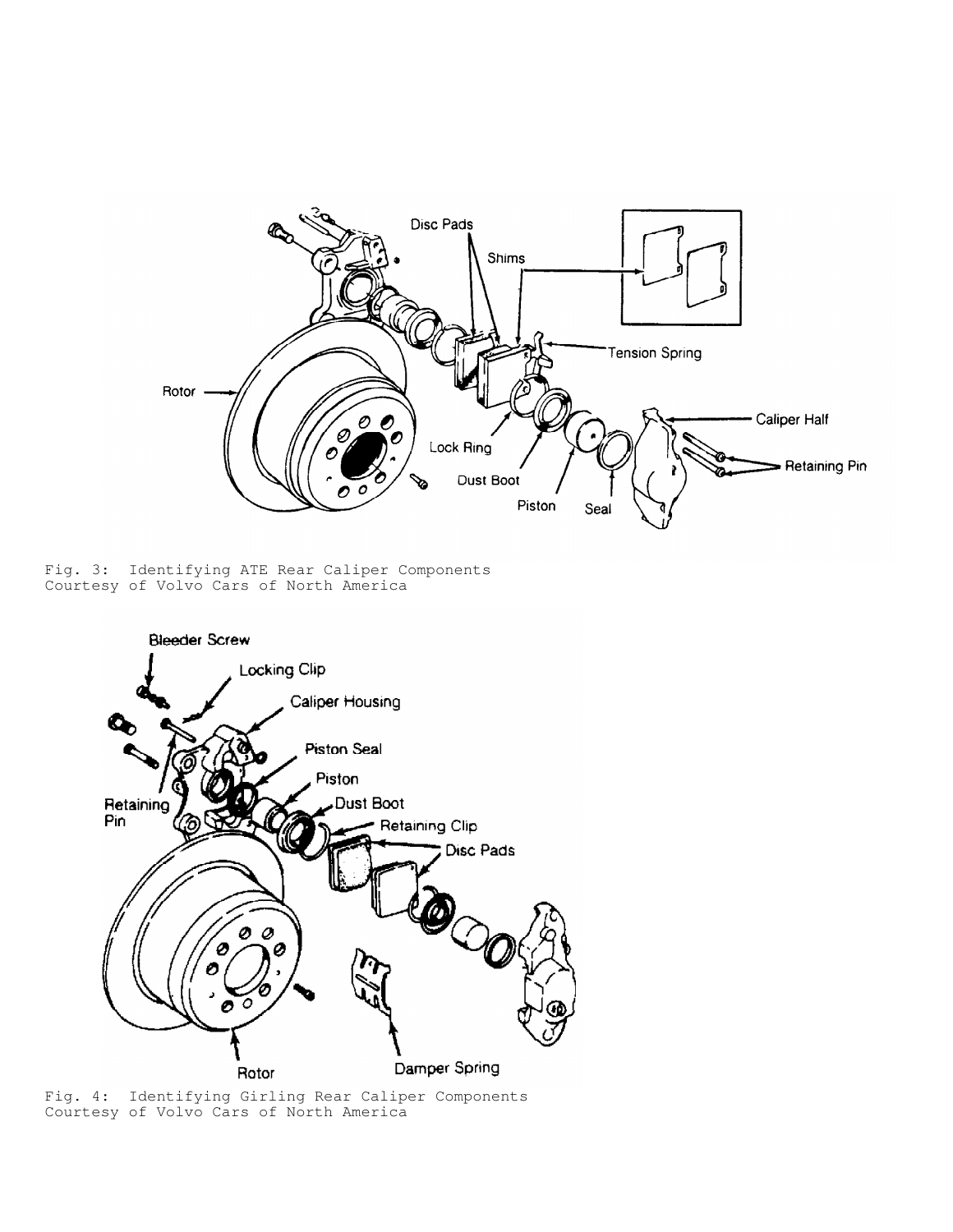Fig. 3: Identifying ATE Rear Caliper Components
Courtesy of Volvo Cars of North America

Fig. 4: Identifying Girling Rear Caliper Components
Courtesy of Volvo Cars of North America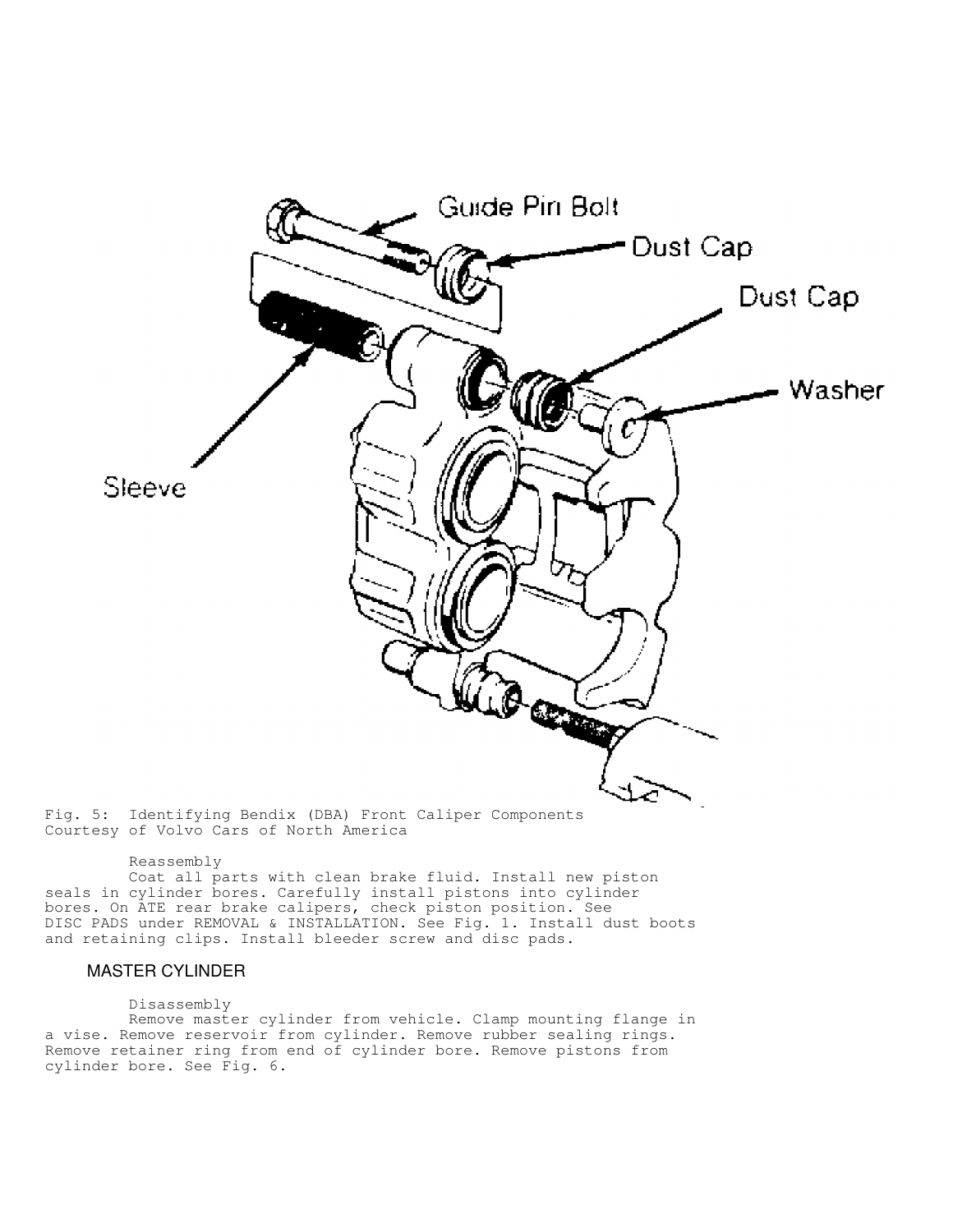Fig. 5: Identifying Bendix (DBA) Front Caliper Components
Courtesy of Volvo Cars of North America

Reassembly

Coat all parts with clean brake fluid. Install new piston seals in cylinder bores. Carefully install pistons into cylinder bores. On ATE rear brake calipers, check piston position. See DISC PADS under REMOVAL & INSTALLATION. See Fig. 1. Install dust boots and retaining clips. Install bleeder screw and disc pads.

## MASTER CYLINDER

Disassembly

Remove master cylinder from vehicle. Clamp mounting flange in a vise. Remove reservoir from cylinder. Remove rubber sealing rings. Remove retainer ring from end of cylinder bore. Remove pistons from cylinder bore. See Fig. 6.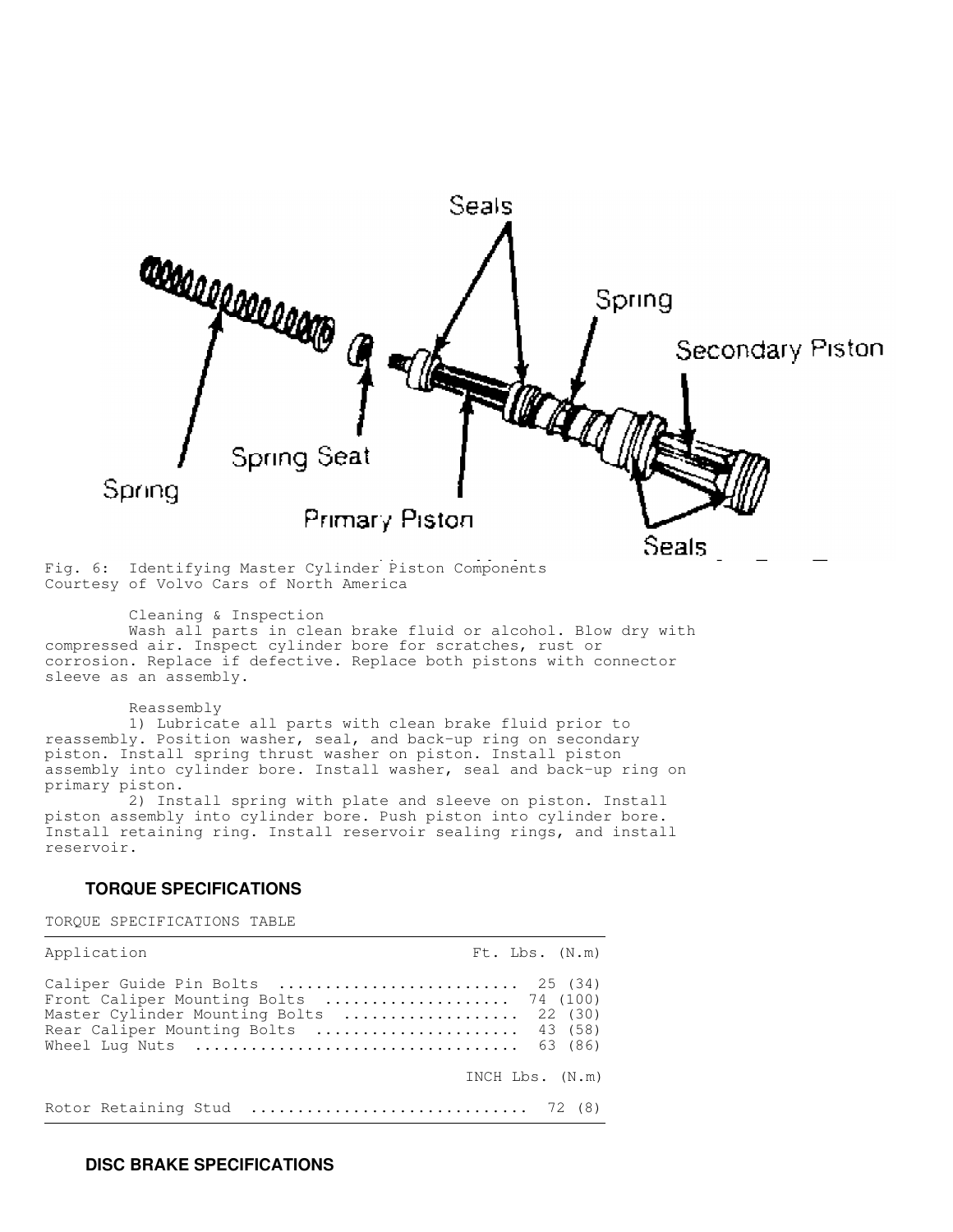Fig. 6: Identifying Master Cylinder Piston Components
Courtesy of Volvo Cars of North America

Cleaning & Inspection

Wash all parts in clean brake fluid or alcohol. Blow dry with compressed air. Inspect cylinder bore for scratches, rust or corrosion. Replace if defective. Replace both pistons with connector sleeve as an assembly.

Reassembly

1) Lubricate all parts with clean brake fluid prior to reassembly. Position washer, seal, and back-up ring on secondary piston. Install spring thrust washer on piston. Install piston assembly into cylinder bore. Install washer, seal and back-up ring on primary piston.

2) Install spring with plate and sleeve on piston. Install piston assembly into cylinder bore. Push piston into cylinder bore. Install retaining ring. Install reservoir sealing rings, and install reservoir.

## TORQUE SPECIFICATIONS

TORQUE SPECIFICATIONS TABLE

| Application | Ft. Lbs. (N.m) |
|---|---|
| Caliper Guide Pin Bolts | 25 (34) |
| Front Caliper Mounting Bolts | 74 (100) |
| Master Cylinder Mounting Bolts | 22 (30) |
| Rear Caliper Mounting Bolts | 43 (58) |
| Wheel Lug Nuts | 63 (86) |
| | INCH Lbs. (N.m) |
| Rotor Retaining Stud | 72 (8) |

## DISC BRAKE SPECIFICATIONS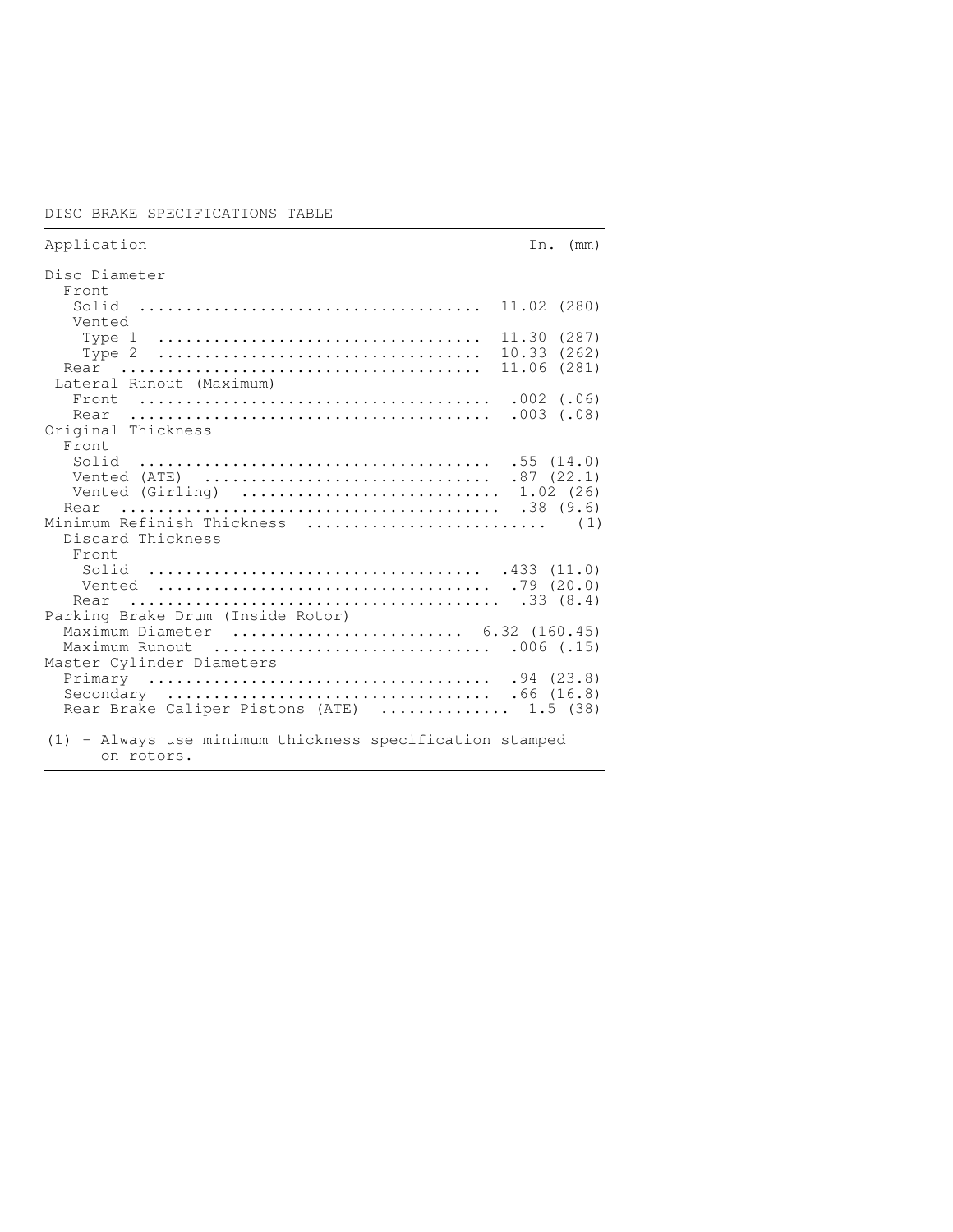DISC BRAKE SPECIFICATIONS TABLE

| Application | In. (mm) |
| --- | --- |
| Disc Diameter | |
| Front | |
| Solid | 11.02 (280) |
| Vented | |
| Type 1 | 11.30 (287) |
| Type 2 | 10.33 (262) |
| Rear | 11.06 (281) |
| Lateral Runout (Maximum) | |
| Front | .002 (.06) |
| Rear | .003 (.08) |
| Original Thickness | |
| Front | |
| Solid | .55 (14.0) |
| Vented (ATE) | .87 (22.1) |
| Vented (Girling) | 1.02 (26) |
| Rear | .38 (9.6) |
| Minimum Refinish Thickness | (1) |
| Discard Thickness | |
| Front | |
| Solid | .433 (11.0) |
| Vented | .79 (20.0) |
| Rear | .33 (8.4) |
| Parking Brake Drum (Inside Rotor) | |
| Maximum Diameter | 6.32 (160.45) |
| Maximum Runout | .006 (.15) |
| Master Cylinder Diameters | |
| Primary | .94 (23.8) |
| Secondary | .66 (16.8) |
| Rear Brake Caliper Pistons (ATE) | 1.5 (38) |

(1) - Always use minimum thickness specification stamped on rotors.